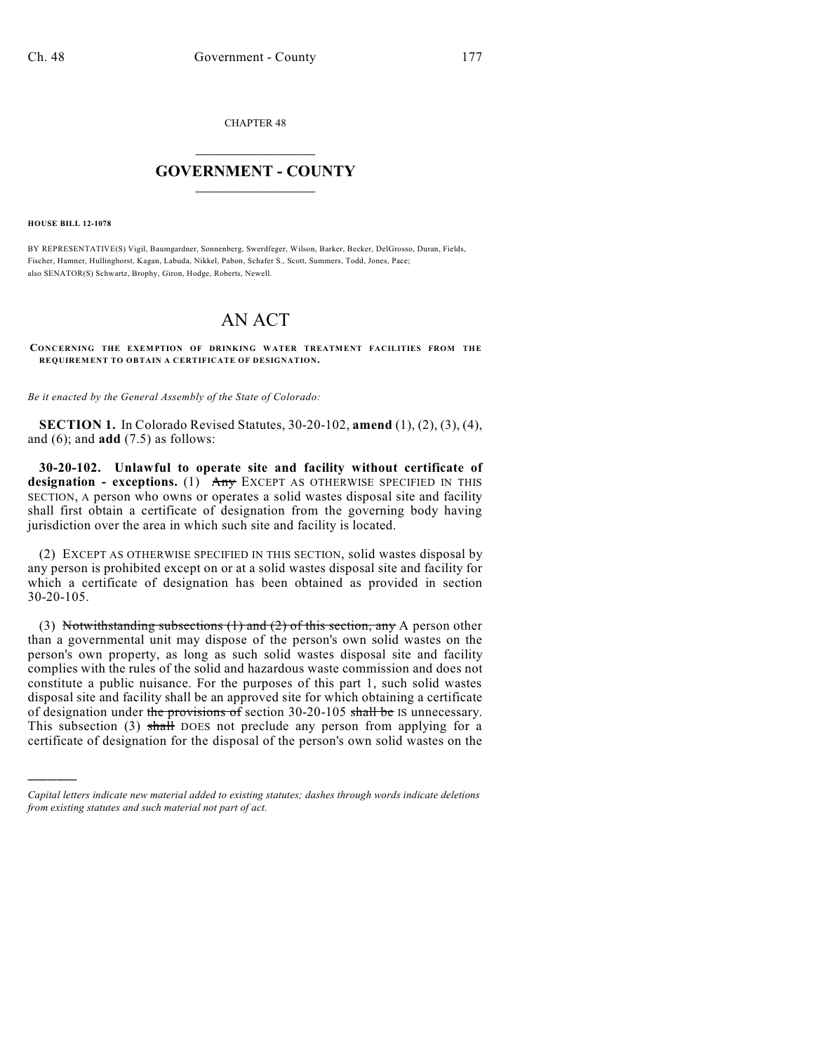CHAPTER 48

## GOVERNMENT - COUNTY

**HOUSE BILL 12-1078**

BY REPRESENTATIVE(S) Vigil, Baumgardner, Sonnenberg, Swerdfeger, Wilson, Barker, Becker, DelGrosso, Duran, Fields, Fischer, Hamner, Hullinghorst, Kagan, Labuda, Nikkel, Pabon, Schafer S., Scott, Summers, Todd, Jones, Pace; also SENATOR(S) Schwartz, Brophy, Giron, Hodge, Roberts, Newell.

# AN ACT

**CONCERNING THE EXEMPTION OF DRINKING WATER TREATMENT FACILITIES FROM THE REQUIREMENT TO OBTAIN A CERTIFICATE OF DESIGNATION.**

*Be it enacted by the General Assembly of the State of Colorado:*

**SECTION 1.** In Colorado Revised Statutes, 30-20-102, **amend** (1), (2), (3), (4), and (6); and **add** (7.5) as follows:

**30-20-102. Unlawful to operate site and facility without certificate of designation - exceptions.** (1) ~~Any~~ EXCEPT AS OTHERWISE SPECIFIED IN THIS SECTION, A person who owns or operates a solid wastes disposal site and facility shall first obtain a certificate of designation from the governing body having jurisdiction over the area in which such site and facility is located.

(2) EXCEPT AS OTHERWISE SPECIFIED IN THIS SECTION, solid wastes disposal by any person is prohibited except on or at a solid wastes disposal site and facility for which a certificate of designation has been obtained as provided in section 30-20-105.

(3) ~~Notwithstanding subsections (1) and (2) of this section, any~~ A person other than a governmental unit may dispose of the person's own solid wastes on the person's own property, as long as such solid wastes disposal site and facility complies with the rules of the solid and hazardous waste commission and does not constitute a public nuisance. For the purposes of this part 1, such solid wastes disposal site and facility shall be an approved site for which obtaining a certificate of designation under ~~the provisions of~~ section 30-20-105 ~~shall be~~ IS unnecessary. This subsection (3) ~~shall~~ DOES not preclude any person from applying for a certificate of designation for the disposal of the person's own solid wastes on the

*Capital letters indicate new material added to existing statutes; dashes through words indicate deletions from existing statutes and such material not part of act.*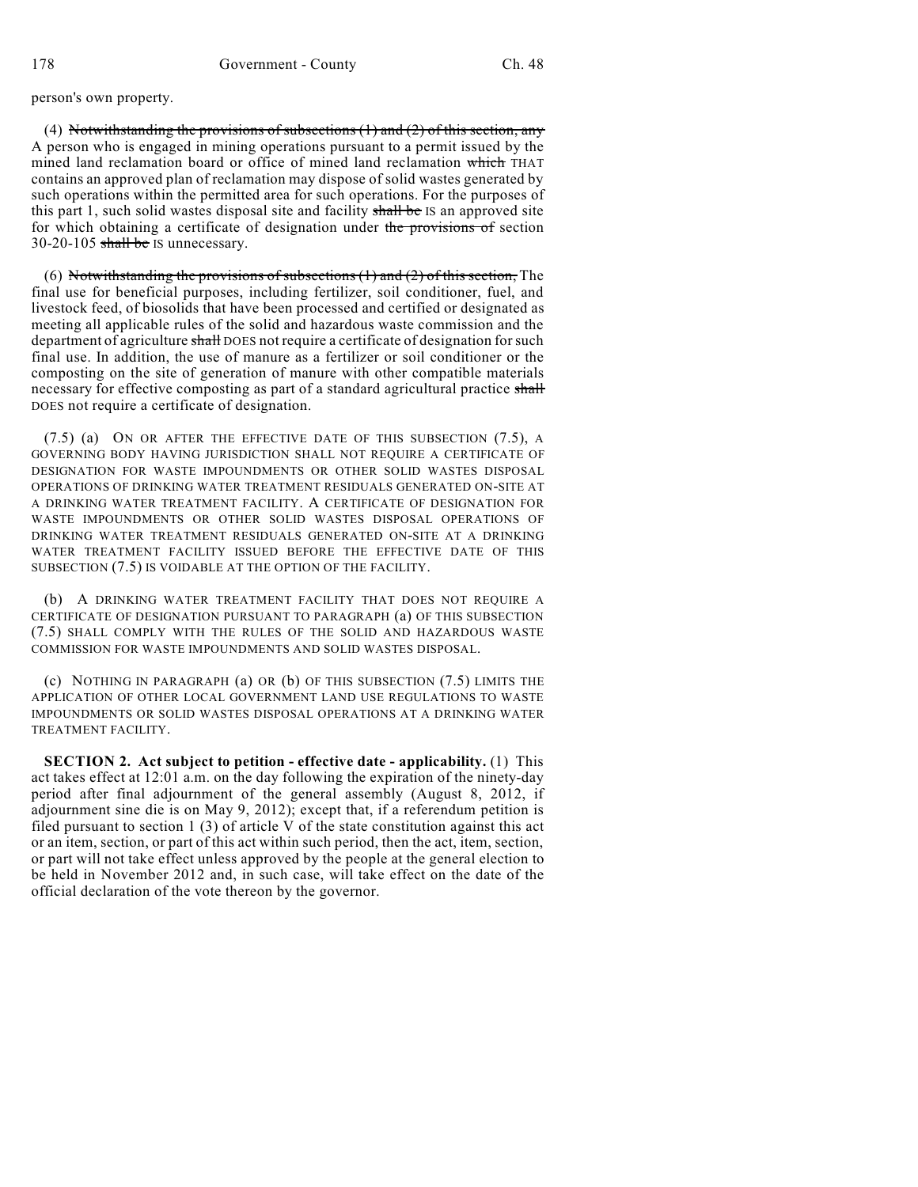person's own property.

(4) ~~Notwithstanding the provisions of subsections (1) and (2) of this section, any~~ A person who is engaged in mining operations pursuant to a permit issued by the mined land reclamation board or office of mined land reclamation ~~which~~ THAT contains an approved plan of reclamation may dispose of solid wastes generated by such operations within the permitted area for such operations. For the purposes of this part 1, such solid wastes disposal site and facility ~~shall be~~ IS an approved site for which obtaining a certificate of designation under ~~the provisions of~~ section 30-20-105 ~~shall be~~ IS unnecessary.

(6) ~~Notwithstanding the provisions of subsections (1) and (2) of this section,~~ The final use for beneficial purposes, including fertilizer, soil conditioner, fuel, and livestock feed, of biosolids that have been processed and certified or designated as meeting all applicable rules of the solid and hazardous waste commission and the department of agriculture ~~shall~~ DOES not require a certificate of designation for such final use. In addition, the use of manure as a fertilizer or soil conditioner or the composting on the site of generation of manure with other compatible materials necessary for effective composting as part of a standard agricultural practice ~~shall~~ DOES not require a certificate of designation.

(7.5) (a) ON OR AFTER THE EFFECTIVE DATE OF THIS SUBSECTION (7.5), A GOVERNING BODY HAVING JURISDICTION SHALL NOT REQUIRE A CERTIFICATE OF DESIGNATION FOR WASTE IMPOUNDMENTS OR OTHER SOLID WASTES DISPOSAL OPERATIONS OF DRINKING WATER TREATMENT RESIDUALS GENERATED ON-SITE AT A DRINKING WATER TREATMENT FACILITY. A CERTIFICATE OF DESIGNATION FOR WASTE IMPOUNDMENTS OR OTHER SOLID WASTES DISPOSAL OPERATIONS OF DRINKING WATER TREATMENT RESIDUALS GENERATED ON-SITE AT A DRINKING WATER TREATMENT FACILITY ISSUED BEFORE THE EFFECTIVE DATE OF THIS SUBSECTION (7.5) IS VOIDABLE AT THE OPTION OF THE FACILITY.

(b) A DRINKING WATER TREATMENT FACILITY THAT DOES NOT REQUIRE A CERTIFICATE OF DESIGNATION PURSUANT TO PARAGRAPH (a) OF THIS SUBSECTION (7.5) SHALL COMPLY WITH THE RULES OF THE SOLID AND HAZARDOUS WASTE COMMISSION FOR WASTE IMPOUNDMENTS AND SOLID WASTES DISPOSAL.

(c) NOTHING IN PARAGRAPH (a) OR (b) OF THIS SUBSECTION (7.5) LIMITS THE APPLICATION OF OTHER LOCAL GOVERNMENT LAND USE REGULATIONS TO WASTE IMPOUNDMENTS OR SOLID WASTES DISPOSAL OPERATIONS AT A DRINKING WATER TREATMENT FACILITY.

**SECTION 2. Act subject to petition - effective date - applicability.** (1) This act takes effect at 12:01 a.m. on the day following the expiration of the ninety-day period after final adjournment of the general assembly (August 8, 2012, if adjournment sine die is on May 9, 2012); except that, if a referendum petition is filed pursuant to section 1 (3) of article V of the state constitution against this act or an item, section, or part of this act within such period, then the act, item, section, or part will not take effect unless approved by the people at the general election to be held in November 2012 and, in such case, will take effect on the date of the official declaration of the vote thereon by the governor.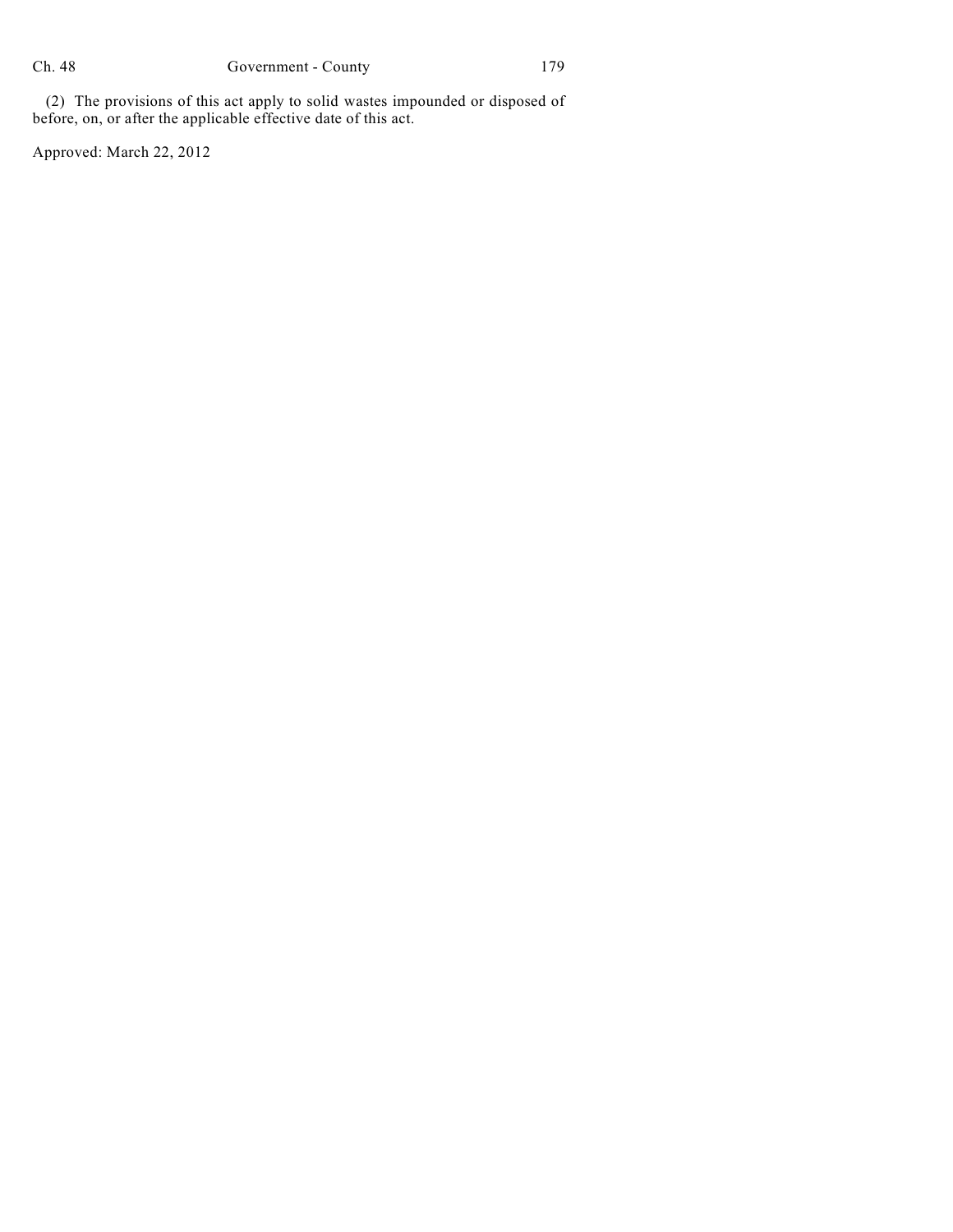(2) The provisions of this act apply to solid wastes impounded or disposed of before, on, or after the applicable effective date of this act.

Approved: March 22, 2012